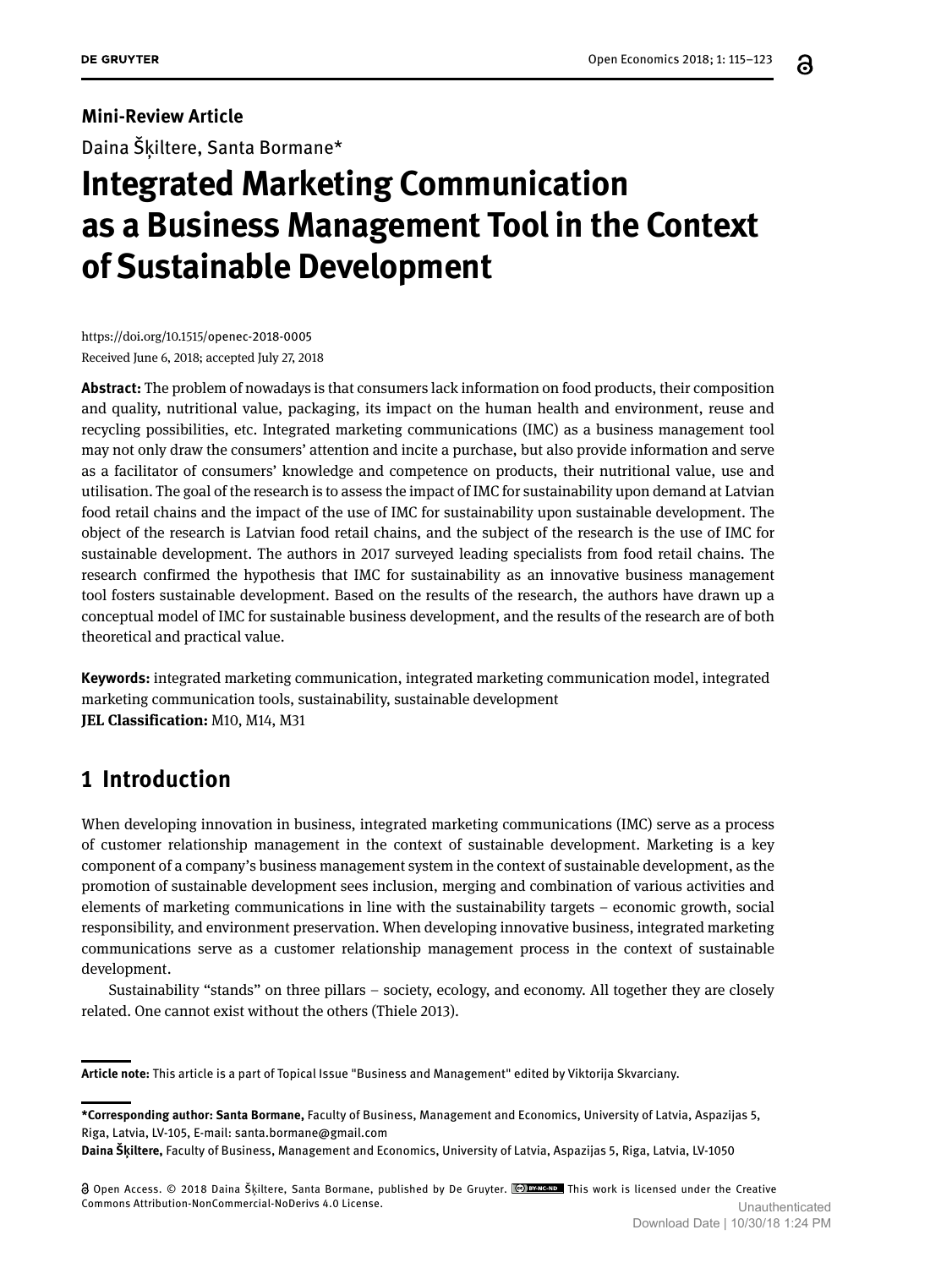**Mini-Review Article**

Daina Šķiltere, Santa Bormane*

# Integrated Marketing Communication as a Business Management Tool in the Context of Sustainable Development

https://doi.org/10.1515/openec-2018-0005
Received June 6, 2018; accepted July 27, 2018

**Abstract:** The problem of nowadays is that consumers lack information on food products, their composition and quality, nutritional value, packaging, its impact on the human health and environment, reuse and recycling possibilities, etc. Integrated marketing communications (IMC) as a business management tool may not only draw the consumers' attention and incite a purchase, but also provide information and serve as a facilitator of consumers' knowledge and competence on products, their nutritional value, use and utilisation. The goal of the research is to assess the impact of IMC for sustainability upon demand at Latvian food retail chains and the impact of the use of IMC for sustainability upon sustainable development. The object of the research is Latvian food retail chains, and the subject of the research is the use of IMC for sustainable development. The authors in 2017 surveyed leading specialists from food retail chains. The research confirmed the hypothesis that IMC for sustainability as an innovative business management tool fosters sustainable development. Based on the results of the research, the authors have drawn up a conceptual model of IMC for sustainable business development, and the results of the research are of both theoretical and practical value.

**Keywords:** integrated marketing communication, integrated marketing communication model, integrated marketing communication tools, sustainability, sustainable development
**JEL Classification:** M10, M14, M31

## 1 Introduction

When developing innovation in business, integrated marketing communications (IMC) serve as a process of customer relationship management in the context of sustainable development. Marketing is a key component of a company's business management system in the context of sustainable development, as the promotion of sustainable development sees inclusion, merging and combination of various activities and elements of marketing communications in line with the sustainability targets – economic growth, social responsibility, and environment preservation. When developing innovative business, integrated marketing communications serve as a customer relationship management process in the context of sustainable development.

Sustainability "stands" on three pillars – society, ecology, and economy. All together they are closely related. One cannot exist without the others (Thiele 2013).

---

**Article note:** This article is a part of Topical Issue "Business and Management" edited by Viktorija Skvarciany.

**\*Corresponding author: Santa Bormane,** Faculty of Business, Management and Economics, University of Latvia, Aspazijas 5, Riga, Latvia, LV-105, E-mail: santa.bormane@gmail.com
**Daina Šķiltere,** Faculty of Business, Management and Economics, University of Latvia, Aspazijas 5, Riga, Latvia, LV-1050

Open Access. © 2018 Daina Šķiltere, Santa Bormane, published by De Gruyter. This work is licensed under the Creative Commons Attribution-NonCommercial-NoDerivs 4.0 License.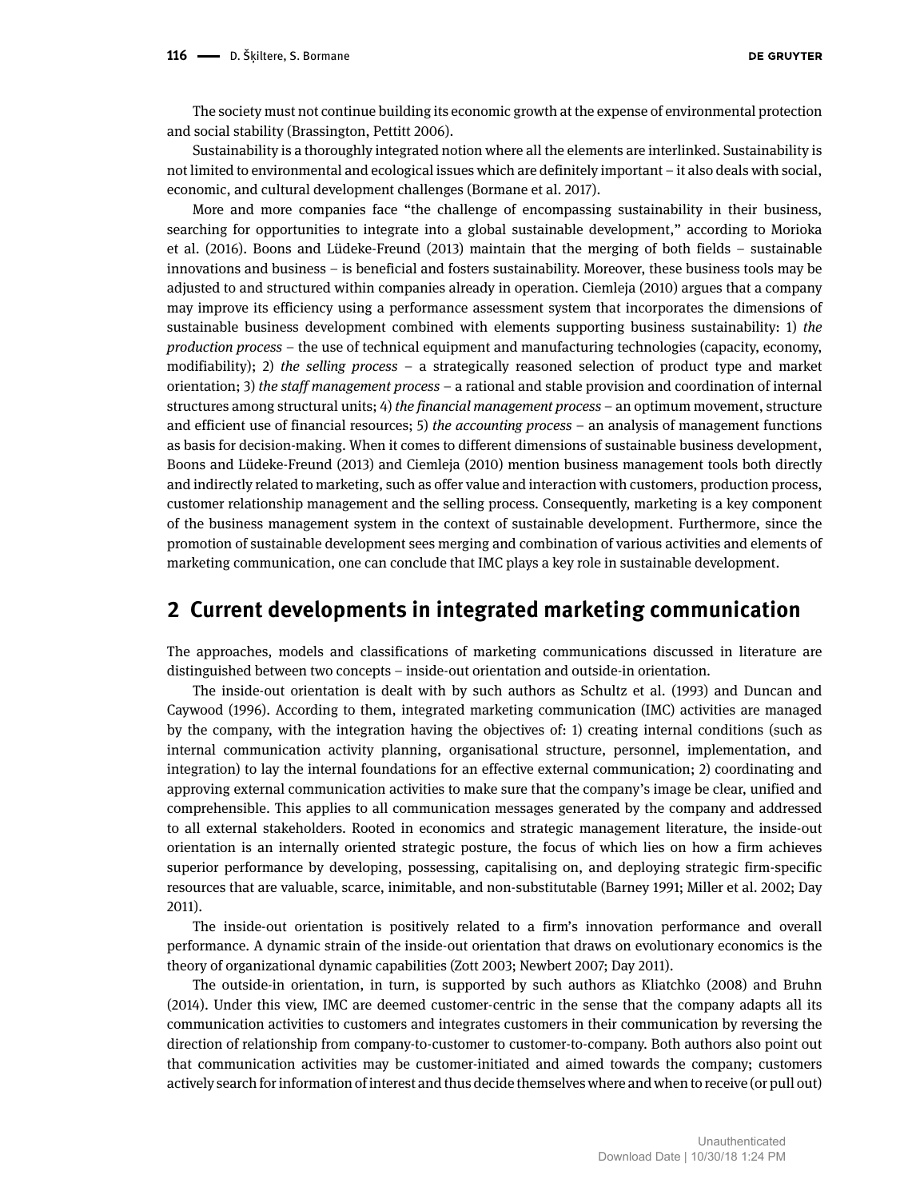The society must not continue building its economic growth at the expense of environmental protection and social stability (Brassington, Pettitt 2006).

Sustainability is a thoroughly integrated notion where all the elements are interlinked. Sustainability is not limited to environmental and ecological issues which are definitely important – it also deals with social, economic, and cultural development challenges (Bormane et al. 2017).

More and more companies face "the challenge of encompassing sustainability in their business, searching for opportunities to integrate into a global sustainable development," according to Morioka et al. (2016). Boons and Lüdeke-Freund (2013) maintain that the merging of both fields – sustainable innovations and business – is beneficial and fosters sustainability. Moreover, these business tools may be adjusted to and structured within companies already in operation. Ciemleja (2010) argues that a company may improve its efficiency using a performance assessment system that incorporates the dimensions of sustainable business development combined with elements supporting business sustainability: 1) *the production process* – the use of technical equipment and manufacturing technologies (capacity, economy, modifiability); 2) *the selling process* – a strategically reasoned selection of product type and market orientation; 3) *the staff management process* – a rational and stable provision and coordination of internal structures among structural units; 4) *the financial management process* – an optimum movement, structure and efficient use of financial resources; 5) *the accounting process* – an analysis of management functions as basis for decision-making. When it comes to different dimensions of sustainable business development, Boons and Lüdeke-Freund (2013) and Ciemleja (2010) mention business management tools both directly and indirectly related to marketing, such as offer value and interaction with customers, production process, customer relationship management and the selling process. Consequently, marketing is a key component of the business management system in the context of sustainable development. Furthermore, since the promotion of sustainable development sees merging and combination of various activities and elements of marketing communication, one can conclude that IMC plays a key role in sustainable development.

## 2 Current developments in integrated marketing communication

The approaches, models and classifications of marketing communications discussed in literature are distinguished between two concepts – inside-out orientation and outside-in orientation.

The inside-out orientation is dealt with by such authors as Schultz et al. (1993) and Duncan and Caywood (1996). According to them, integrated marketing communication (IMC) activities are managed by the company, with the integration having the objectives of: 1) creating internal conditions (such as internal communication activity planning, organisational structure, personnel, implementation, and integration) to lay the internal foundations for an effective external communication; 2) coordinating and approving external communication activities to make sure that the company's image be clear, unified and comprehensible. This applies to all communication messages generated by the company and addressed to all external stakeholders. Rooted in economics and strategic management literature, the inside-out orientation is an internally oriented strategic posture, the focus of which lies on how a firm achieves superior performance by developing, possessing, capitalising on, and deploying strategic firm-specific resources that are valuable, scarce, inimitable, and non-substitutable (Barney 1991; Miller et al. 2002; Day 2011).

The inside-out orientation is positively related to a firm's innovation performance and overall performance. A dynamic strain of the inside-out orientation that draws on evolutionary economics is the theory of organizational dynamic capabilities (Zott 2003; Newbert 2007; Day 2011).

The outside-in orientation, in turn, is supported by such authors as Kliatchko (2008) and Bruhn (2014). Under this view, IMC are deemed customer-centric in the sense that the company adapts all its communication activities to customers and integrates customers in their communication by reversing the direction of relationship from company-to-customer to customer-to-company. Both authors also point out that communication activities may be customer-initiated and aimed towards the company; customers actively search for information of interest and thus decide themselves where and when to receive (or pull out)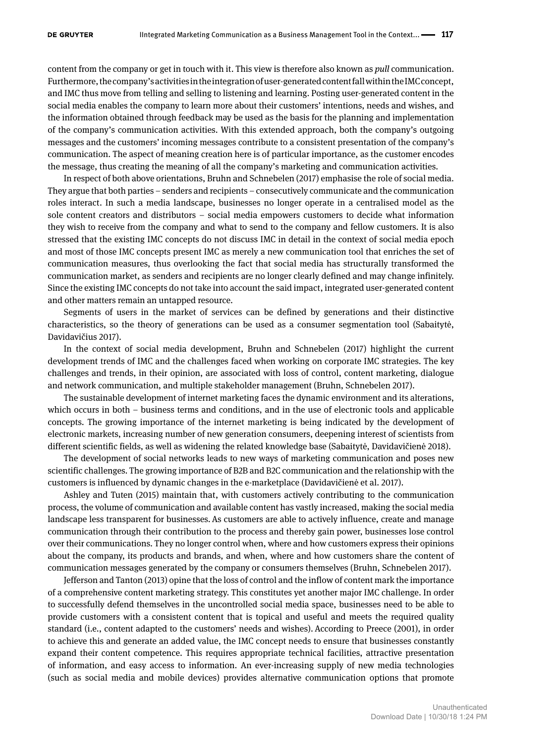content from the company or get in touch with it. This view is therefore also known as *pull* communication. Furthermore, the company's activities in the integration of user-generated content fall within the IMC concept, and IMC thus move from telling and selling to listening and learning. Posting user-generated content in the social media enables the company to learn more about their customers' intentions, needs and wishes, and the information obtained through feedback may be used as the basis for the planning and implementation of the company's communication activities. With this extended approach, both the company's outgoing messages and the customers' incoming messages contribute to a consistent presentation of the company's communication. The aspect of meaning creation here is of particular importance, as the customer encodes the message, thus creating the meaning of all the company's marketing and communication activities.

In respect of both above orientations, Bruhn and Schnebelen (2017) emphasise the role of social media. They argue that both parties – senders and recipients – consecutively communicate and the communication roles interact. In such a media landscape, businesses no longer operate in a centralised model as the sole content creators and distributors – social media empowers customers to decide what information they wish to receive from the company and what to send to the company and fellow customers. It is also stressed that the existing IMC concepts do not discuss IMC in detail in the context of social media epoch and most of those IMC concepts present IMC as merely a new communication tool that enriches the set of communication measures, thus overlooking the fact that social media has structurally transformed the communication market, as senders and recipients are no longer clearly defined and may change infinitely. Since the existing IMC concepts do not take into account the said impact, integrated user-generated content and other matters remain an untapped resource.

Segments of users in the market of services can be defined by generations and their distinctive characteristics, so the theory of generations can be used as a consumer segmentation tool (Sabaitytė, Davidavičius 2017).

In the context of social media development, Bruhn and Schnebelen (2017) highlight the current development trends of IMC and the challenges faced when working on corporate IMC strategies. The key challenges and trends, in their opinion, are associated with loss of control, content marketing, dialogue and network communication, and multiple stakeholder management (Bruhn, Schnebelen 2017).

The sustainable development of internet marketing faces the dynamic environment and its alterations, which occurs in both – business terms and conditions, and in the use of electronic tools and applicable concepts. The growing importance of the internet marketing is being indicated by the development of electronic markets, increasing number of new generation consumers, deepening interest of scientists from different scientific fields, as well as widening the related knowledge base (Sabaitytė, Davidavičienė 2018).

The development of social networks leads to new ways of marketing communication and poses new scientific challenges. The growing importance of B2B and B2C communication and the relationship with the customers is influenced by dynamic changes in the e-marketplace (Davidavičienė et al. 2017).

Ashley and Tuten (2015) maintain that, with customers actively contributing to the communication process, the volume of communication and available content has vastly increased, making the social media landscape less transparent for businesses. As customers are able to actively influence, create and manage communication through their contribution to the process and thereby gain power, businesses lose control over their communications. They no longer control when, where and how customers express their opinions about the company, its products and brands, and when, where and how customers share the content of communication messages generated by the company or consumers themselves (Bruhn, Schnebelen 2017).

Jefferson and Tanton (2013) opine that the loss of control and the inflow of content mark the importance of a comprehensive content marketing strategy. This constitutes yet another major IMC challenge. In order to successfully defend themselves in the uncontrolled social media space, businesses need to be able to provide customers with a consistent content that is topical and useful and meets the required quality standard (i.e., content adapted to the customers' needs and wishes). According to Preece (2001), in order to achieve this and generate an added value, the IMC concept needs to ensure that businesses constantly expand their content competence. This requires appropriate technical facilities, attractive presentation of information, and easy access to information. An ever-increasing supply of new media technologies (such as social media and mobile devices) provides alternative communication options that promote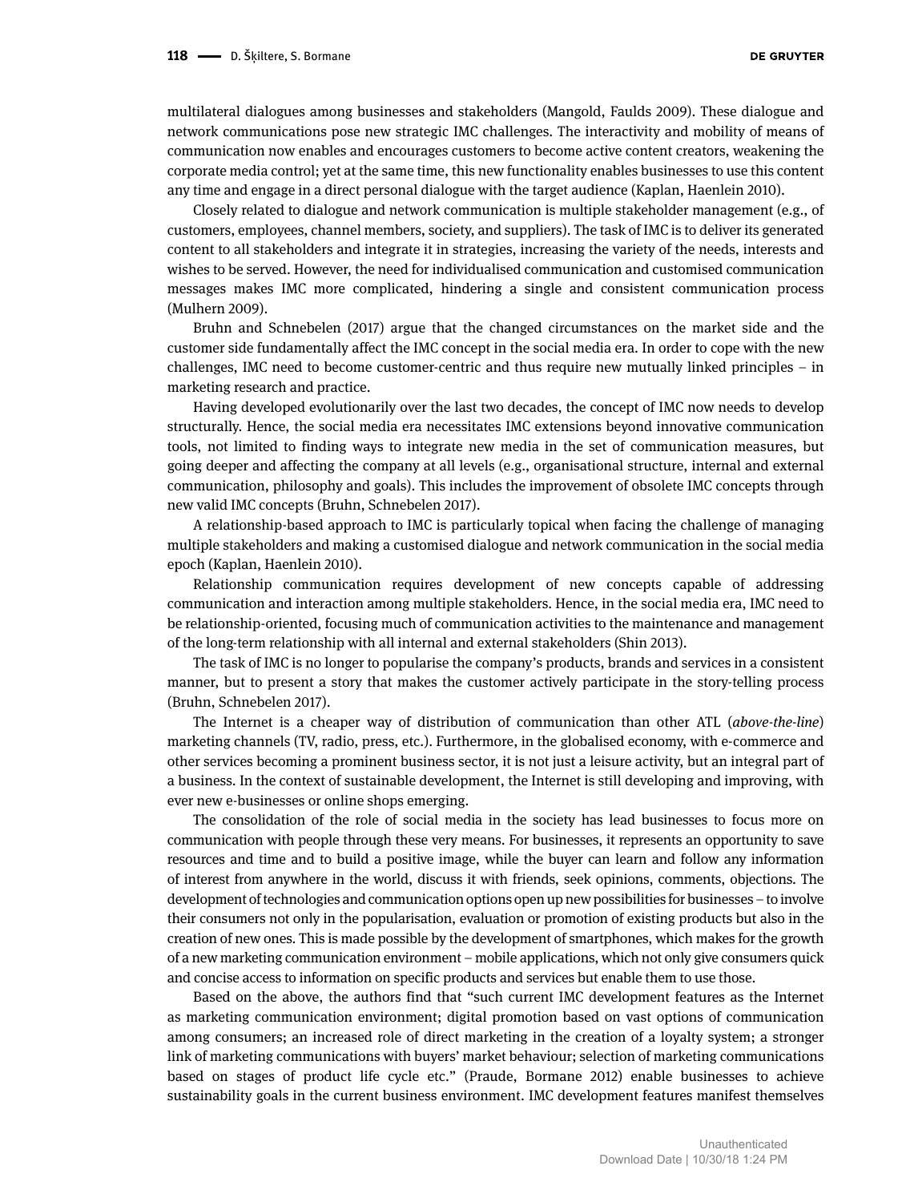multilateral dialogues among businesses and stakeholders (Mangold, Faulds 2009). These dialogue and network communications pose new strategic IMC challenges. The interactivity and mobility of means of communication now enables and encourages customers to become active content creators, weakening the corporate media control; yet at the same time, this new functionality enables businesses to use this content any time and engage in a direct personal dialogue with the target audience (Kaplan, Haenlein 2010).

Closely related to dialogue and network communication is multiple stakeholder management (e.g., of customers, employees, channel members, society, and suppliers). The task of IMC is to deliver its generated content to all stakeholders and integrate it in strategies, increasing the variety of the needs, interests and wishes to be served. However, the need for individualised communication and customised communication messages makes IMC more complicated, hindering a single and consistent communication process (Mulhern 2009).

Bruhn and Schnebelen (2017) argue that the changed circumstances on the market side and the customer side fundamentally affect the IMC concept in the social media era. In order to cope with the new challenges, IMC need to become customer-centric and thus require new mutually linked principles – in marketing research and practice.

Having developed evolutionarily over the last two decades, the concept of IMC now needs to develop structurally. Hence, the social media era necessitates IMC extensions beyond innovative communication tools, not limited to finding ways to integrate new media in the set of communication measures, but going deeper and affecting the company at all levels (e.g., organisational structure, internal and external communication, philosophy and goals). This includes the improvement of obsolete IMC concepts through new valid IMC concepts (Bruhn, Schnebelen 2017).

A relationship-based approach to IMC is particularly topical when facing the challenge of managing multiple stakeholders and making a customised dialogue and network communication in the social media epoch (Kaplan, Haenlein 2010).

Relationship communication requires development of new concepts capable of addressing communication and interaction among multiple stakeholders. Hence, in the social media era, IMC need to be relationship-oriented, focusing much of communication activities to the maintenance and management of the long-term relationship with all internal and external stakeholders (Shin 2013).

The task of IMC is no longer to popularise the company's products, brands and services in a consistent manner, but to present a story that makes the customer actively participate in the story-telling process (Bruhn, Schnebelen 2017).

The Internet is a cheaper way of distribution of communication than other ATL (*above-the-line*) marketing channels (TV, radio, press, etc.). Furthermore, in the globalised economy, with e-commerce and other services becoming a prominent business sector, it is not just a leisure activity, but an integral part of a business. In the context of sustainable development, the Internet is still developing and improving, with ever new e-businesses or online shops emerging.

The consolidation of the role of social media in the society has lead businesses to focus more on communication with people through these very means. For businesses, it represents an opportunity to save resources and time and to build a positive image, while the buyer can learn and follow any information of interest from anywhere in the world, discuss it with friends, seek opinions, comments, objections. The development of technologies and communication options open up new possibilities for businesses – to involve their consumers not only in the popularisation, evaluation or promotion of existing products but also in the creation of new ones. This is made possible by the development of smartphones, which makes for the growth of a new marketing communication environment – mobile applications, which not only give consumers quick and concise access to information on specific products and services but enable them to use those.

Based on the above, the authors find that "such current IMC development features as the Internet as marketing communication environment; digital promotion based on vast options of communication among consumers; an increased role of direct marketing in the creation of a loyalty system; a stronger link of marketing communications with buyers' market behaviour; selection of marketing communications based on stages of product life cycle etc." (Praude, Bormane 2012) enable businesses to achieve sustainability goals in the current business environment. IMC development features manifest themselves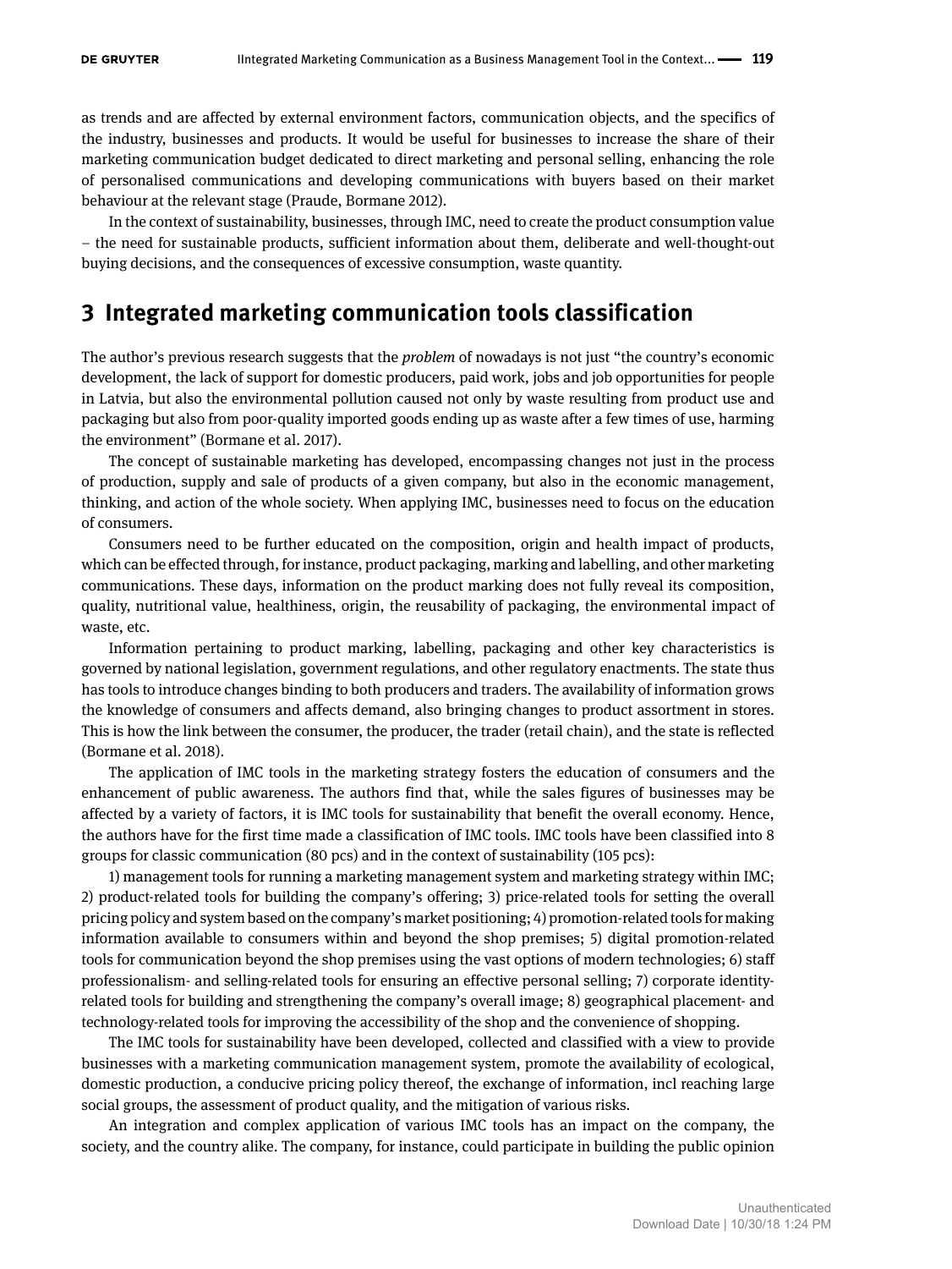as trends and are affected by external environment factors, communication objects, and the specifics of the industry, businesses and products. It would be useful for businesses to increase the share of their marketing communication budget dedicated to direct marketing and personal selling, enhancing the role of personalised communications and developing communications with buyers based on their market behaviour at the relevant stage (Praude, Bormane 2012).

In the context of sustainability, businesses, through IMC, need to create the product consumption value – the need for sustainable products, sufficient information about them, deliberate and well-thought-out buying decisions, and the consequences of excessive consumption, waste quantity.

## 3 Integrated marketing communication tools classification

The author's previous research suggests that the *problem* of nowadays is not just "the country's economic development, the lack of support for domestic producers, paid work, jobs and job opportunities for people in Latvia, but also the environmental pollution caused not only by waste resulting from product use and packaging but also from poor-quality imported goods ending up as waste after a few times of use, harming the environment" (Bormane et al. 2017).

The concept of sustainable marketing has developed, encompassing changes not just in the process of production, supply and sale of products of a given company, but also in the economic management, thinking, and action of the whole society. When applying IMC, businesses need to focus on the education of consumers.

Consumers need to be further educated on the composition, origin and health impact of products, which can be effected through, for instance, product packaging, marking and labelling, and other marketing communications. These days, information on the product marking does not fully reveal its composition, quality, nutritional value, healthiness, origin, the reusability of packaging, the environmental impact of waste, etc.

Information pertaining to product marking, labelling, packaging and other key characteristics is governed by national legislation, government regulations, and other regulatory enactments. The state thus has tools to introduce changes binding to both producers and traders. The availability of information grows the knowledge of consumers and affects demand, also bringing changes to product assortment in stores. This is how the link between the consumer, the producer, the trader (retail chain), and the state is reflected (Bormane et al. 2018).

The application of IMC tools in the marketing strategy fosters the education of consumers and the enhancement of public awareness. The authors find that, while the sales figures of businesses may be affected by a variety of factors, it is IMC tools for sustainability that benefit the overall economy. Hence, the authors have for the first time made a classification of IMC tools. IMC tools have been classified into 8 groups for classic communication (80 pcs) and in the context of sustainability (105 pcs):

1) management tools for running a marketing management system and marketing strategy within IMC; 2) product-related tools for building the company's offering; 3) price-related tools for setting the overall pricing policy and system based on the company's market positioning; 4) promotion-related tools for making information available to consumers within and beyond the shop premises; 5) digital promotion-related tools for communication beyond the shop premises using the vast options of modern technologies; 6) staff professionalism- and selling-related tools for ensuring an effective personal selling; 7) corporate identity-related tools for building and strengthening the company's overall image; 8) geographical placement- and technology-related tools for improving the accessibility of the shop and the convenience of shopping.

The IMC tools for sustainability have been developed, collected and classified with a view to provide businesses with a marketing communication management system, promote the availability of ecological, domestic production, a conducive pricing policy thereof, the exchange of information, incl reaching large social groups, the assessment of product quality, and the mitigation of various risks.

An integration and complex application of various IMC tools has an impact on the company, the society, and the country alike. The company, for instance, could participate in building the public opinion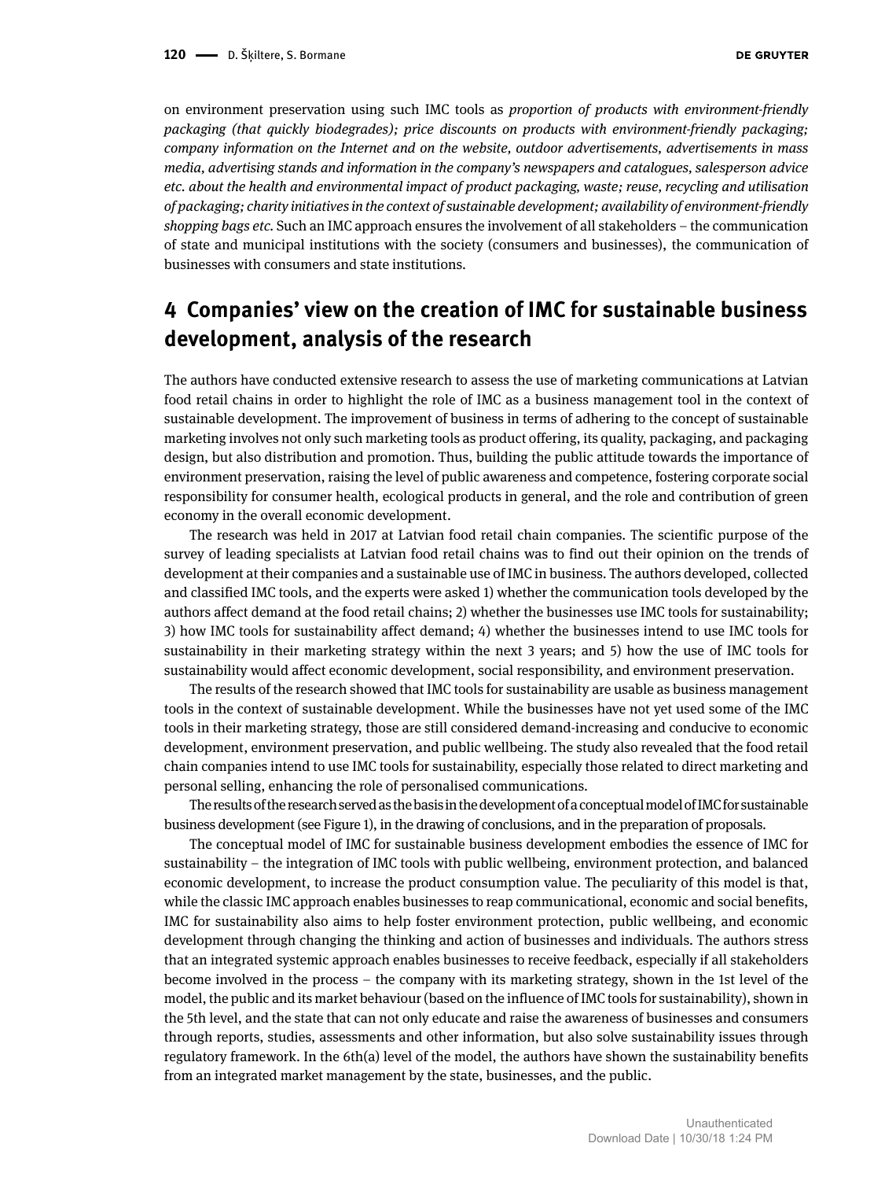on environment preservation using such IMC tools as *proportion of products with environment-friendly packaging (that quickly biodegrades); price discounts on products with environment-friendly packaging; company information on the Internet and on the website, outdoor advertisements, advertisements in mass media, advertising stands and information in the company's newspapers and catalogues, salesperson advice etc. about the health and environmental impact of product packaging, waste; reuse, recycling and utilisation of packaging; charity initiatives in the context of sustainable development; availability of environment-friendly shopping bags etc.* Such an IMC approach ensures the involvement of all stakeholders – the communication of state and municipal institutions with the society (consumers and businesses), the communication of businesses with consumers and state institutions.

## 4 Companies' view on the creation of IMC for sustainable business development, analysis of the research

The authors have conducted extensive research to assess the use of marketing communications at Latvian food retail chains in order to highlight the role of IMC as a business management tool in the context of sustainable development. The improvement of business in terms of adhering to the concept of sustainable marketing involves not only such marketing tools as product offering, its quality, packaging, and packaging design, but also distribution and promotion. Thus, building the public attitude towards the importance of environment preservation, raising the level of public awareness and competence, fostering corporate social responsibility for consumer health, ecological products in general, and the role and contribution of green economy in the overall economic development.

The research was held in 2017 at Latvian food retail chain companies. The scientific purpose of the survey of leading specialists at Latvian food retail chains was to find out their opinion on the trends of development at their companies and a sustainable use of IMC in business. The authors developed, collected and classified IMC tools, and the experts were asked 1) whether the communication tools developed by the authors affect demand at the food retail chains; 2) whether the businesses use IMC tools for sustainability; 3) how IMC tools for sustainability affect demand; 4) whether the businesses intend to use IMC tools for sustainability in their marketing strategy within the next 3 years; and 5) how the use of IMC tools for sustainability would affect economic development, social responsibility, and environment preservation.

The results of the research showed that IMC tools for sustainability are usable as business management tools in the context of sustainable development. While the businesses have not yet used some of the IMC tools in their marketing strategy, those are still considered demand-increasing and conducive to economic development, environment preservation, and public wellbeing. The study also revealed that the food retail chain companies intend to use IMC tools for sustainability, especially those related to direct marketing and personal selling, enhancing the role of personalised communications.

The results of the research served as the basis in the development of a conceptual model of IMC for sustainable business development (see Figure 1), in the drawing of conclusions, and in the preparation of proposals.

The conceptual model of IMC for sustainable business development embodies the essence of IMC for sustainability – the integration of IMC tools with public wellbeing, environment protection, and balanced economic development, to increase the product consumption value. The peculiarity of this model is that, while the classic IMC approach enables businesses to reap communicational, economic and social benefits, IMC for sustainability also aims to help foster environment protection, public wellbeing, and economic development through changing the thinking and action of businesses and individuals. The authors stress that an integrated systemic approach enables businesses to receive feedback, especially if all stakeholders become involved in the process – the company with its marketing strategy, shown in the 1st level of the model, the public and its market behaviour (based on the influence of IMC tools for sustainability), shown in the 5th level, and the state that can not only educate and raise the awareness of businesses and consumers through reports, studies, assessments and other information, but also solve sustainability issues through regulatory framework. In the 6th(a) level of the model, the authors have shown the sustainability benefits from an integrated market management by the state, businesses, and the public.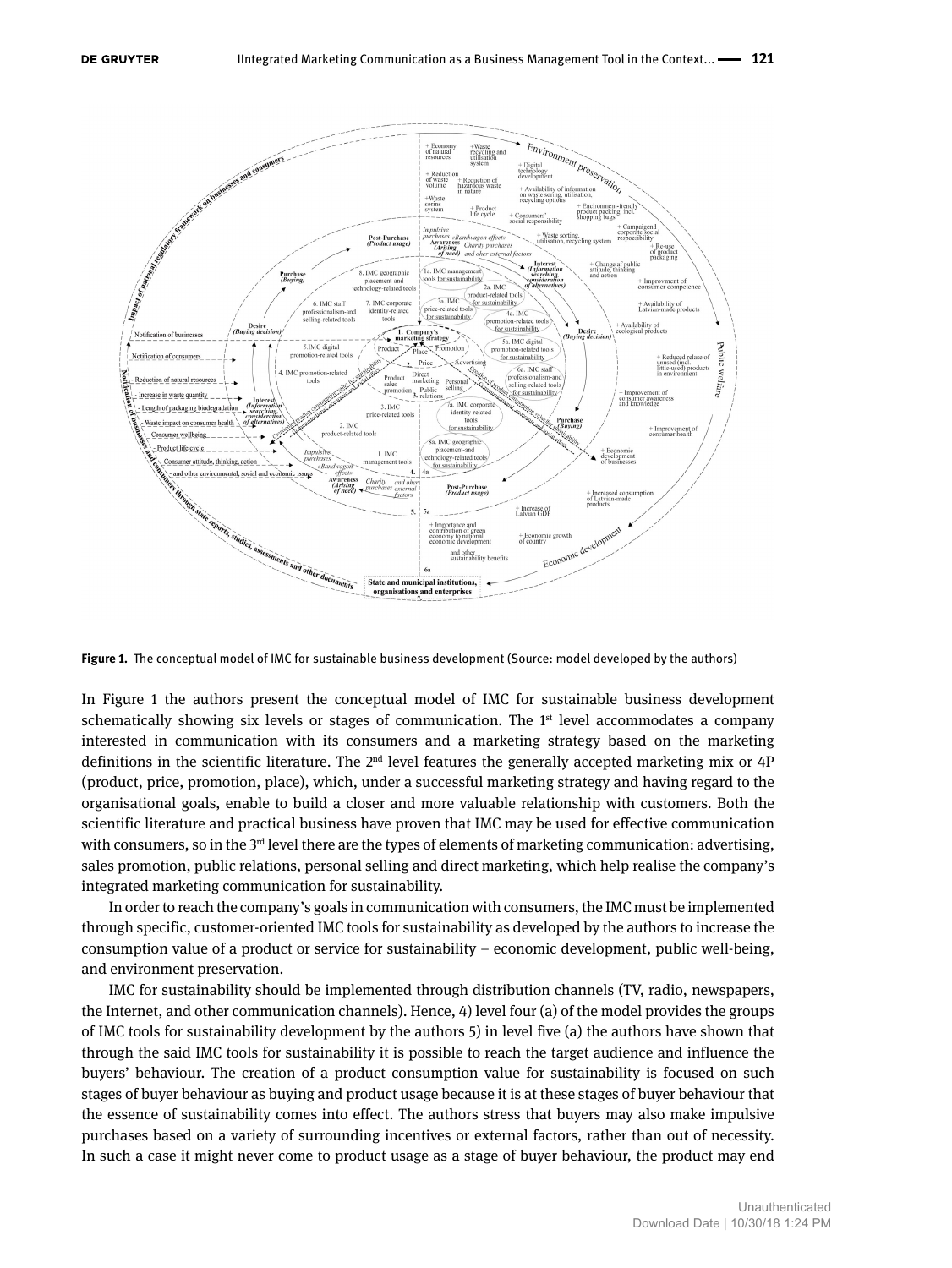**Figure 1.** The conceptual model of IMC for sustainable business development (Source: model developed by the authors)

In Figure 1 the authors present the conceptual model of IMC for sustainable business development schematically showing six levels or stages of communication. The 1st level accommodates a company interested in communication with its consumers and a marketing strategy based on the marketing definitions in the scientific literature. The 2nd level features the generally accepted marketing mix or 4P (product, price, promotion, place), which, under a successful marketing strategy and having regard to the organisational goals, enable to build a closer and more valuable relationship with customers. Both the scientific literature and practical business have proven that IMC may be used for effective communication with consumers, so in the 3rd level there are the types of elements of marketing communication: advertising, sales promotion, public relations, personal selling and direct marketing, which help realise the company's integrated marketing communication for sustainability.

In order to reach the company's goals in communication with consumers, the IMC must be implemented through specific, customer-oriented IMC tools for sustainability as developed by the authors to increase the consumption value of a product or service for sustainability – economic development, public well-being, and environment preservation.

IMC for sustainability should be implemented through distribution channels (TV, radio, newspapers, the Internet, and other communication channels). Hence, 4) level four (a) of the model provides the groups of IMC tools for sustainability development by the authors 5) in level five (a) the authors have shown that through the said IMC tools for sustainability it is possible to reach the target audience and influence the buyers' behaviour. The creation of a product consumption value for sustainability is focused on such stages of buyer behaviour as buying and product usage because it is at these stages of buyer behaviour that the essence of sustainability comes into effect. The authors stress that buyers may also make impulsive purchases based on a variety of surrounding incentives or external factors, rather than out of necessity. In such a case it might never come to product usage as a stage of buyer behaviour, the product may end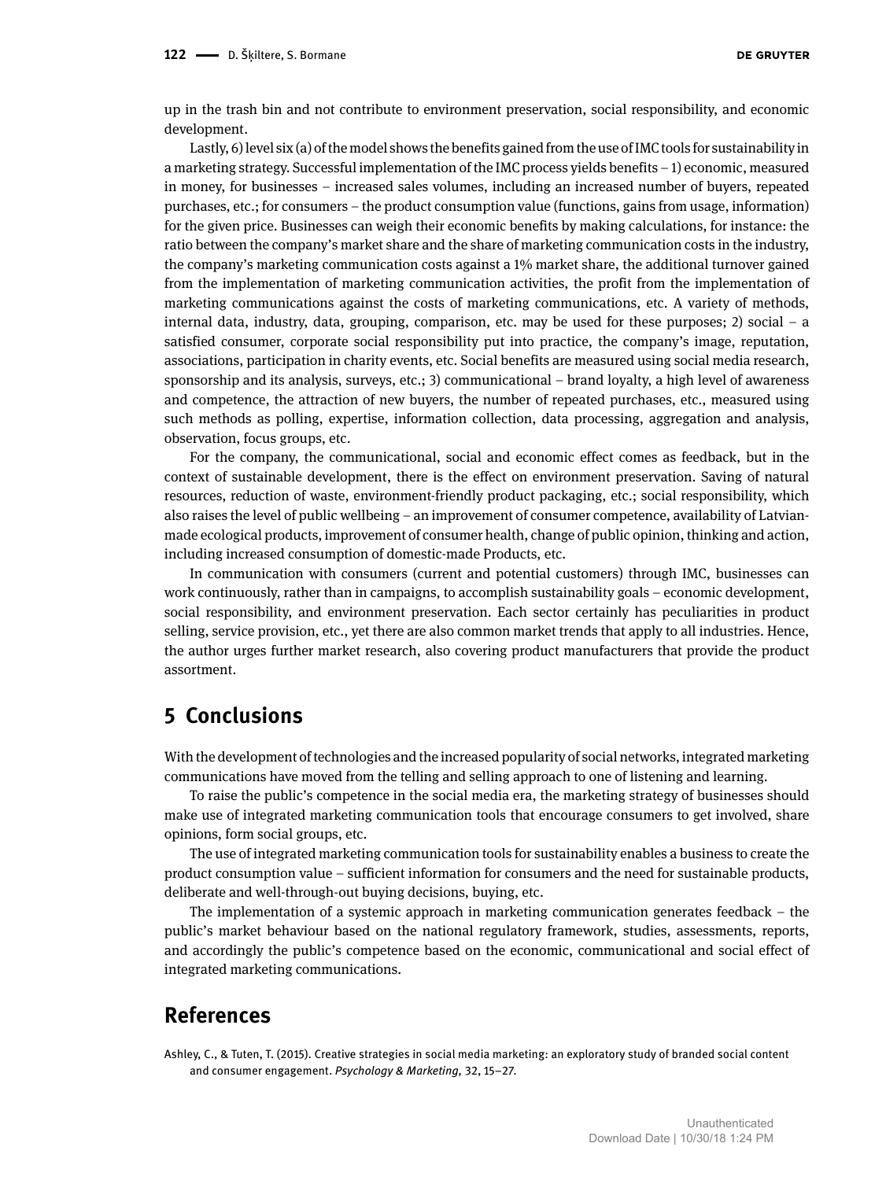up in the trash bin and not contribute to environment preservation, social responsibility, and economic development.

Lastly, 6) level six (a) of the model shows the benefits gained from the use of IMC tools for sustainability in a marketing strategy. Successful implementation of the IMC process yields benefits – 1) economic, measured in money, for businesses – increased sales volumes, including an increased number of buyers, repeated purchases, etc.; for consumers – the product consumption value (functions, gains from usage, information) for the given price. Businesses can weigh their economic benefits by making calculations, for instance: the ratio between the company's market share and the share of marketing communication costs in the industry, the company's marketing communication costs against a 1% market share, the additional turnover gained from the implementation of marketing communication activities, the profit from the implementation of marketing communications against the costs of marketing communications, etc. A variety of methods, internal data, industry, data, grouping, comparison, etc. may be used for these purposes; 2) social – a satisfied consumer, corporate social responsibility put into practice, the company's image, reputation, associations, participation in charity events, etc. Social benefits are measured using social media research, sponsorship and its analysis, surveys, etc.; 3) communicational – brand loyalty, a high level of awareness and competence, the attraction of new buyers, the number of repeated purchases, etc., measured using such methods as polling, expertise, information collection, data processing, aggregation and analysis, observation, focus groups, etc.

For the company, the communicational, social and economic effect comes as feedback, but in the context of sustainable development, there is the effect on environment preservation. Saving of natural resources, reduction of waste, environment-friendly product packaging, etc.; social responsibility, which also raises the level of public wellbeing – an improvement of consumer competence, availability of Latvian-made ecological products, improvement of consumer health, change of public opinion, thinking and action, including increased consumption of domestic-made Products, etc.

In communication with consumers (current and potential customers) through IMC, businesses can work continuously, rather than in campaigns, to accomplish sustainability goals – economic development, social responsibility, and environment preservation. Each sector certainly has peculiarities in product selling, service provision, etc., yet there are also common market trends that apply to all industries. Hence, the author urges further market research, also covering product manufacturers that provide the product assortment.

## 5 Conclusions

With the development of technologies and the increased popularity of social networks, integrated marketing communications have moved from the telling and selling approach to one of listening and learning.

To raise the public's competence in the social media era, the marketing strategy of businesses should make use of integrated marketing communication tools that encourage consumers to get involved, share opinions, form social groups, etc.

The use of integrated marketing communication tools for sustainability enables a business to create the product consumption value – sufficient information for consumers and the need for sustainable products, deliberate and well-through-out buying decisions, buying, etc.

The implementation of a systemic approach in marketing communication generates feedback – the public's market behaviour based on the national regulatory framework, studies, assessments, reports, and accordingly the public's competence based on the economic, communicational and social effect of integrated marketing communications.

## References

Ashley, C., & Tuten, T. (2015). Creative strategies in social media marketing: an exploratory study of branded social content and consumer engagement. *Psychology & Marketing,* 32, 15–27.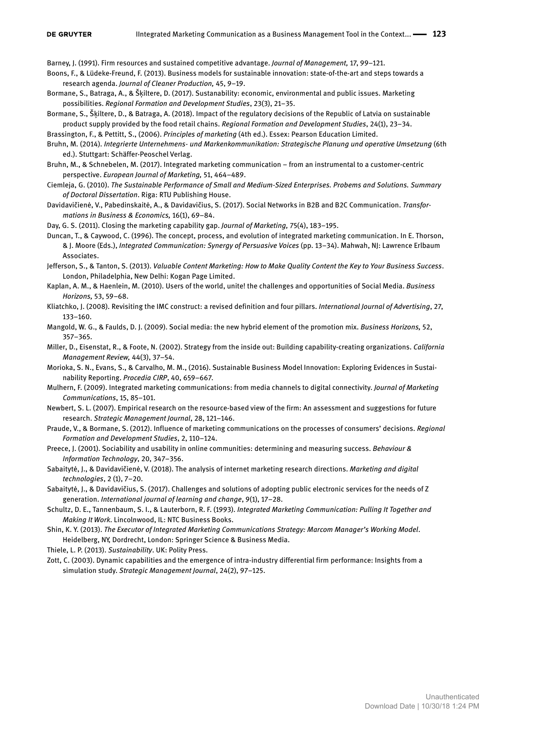Barney, J. (1991). Firm resources and sustained competitive advantage. *Journal of Management,* 17, 99–121.

Boons, F., & Lüdeke-Freund, F. (2013). Business models for sustainable innovation: state-of-the-art and steps towards a research agenda. *Journal of Cleaner Production,* 45, 9–19.

Bormane, S., Batraga, A., & Šķiltere, D. (2017). Sustanability: economic, environmental and public issues. Marketing possibilities. *Regional Formation and Development Studies*, 23(3), 21–35.

Bormane, S., Šķiltere, D., & Batraga, A. (2018). Impact of the regulatory decisions of the Republic of Latvia on sustainable product supply provided by the food retail chains. *Regional Formation and Development Studies*, 24(1), 23–34.

Brassington, F., & Pettitt, S., (2006). *Principles of marketing* (4th ed.). Essex: Pearson Education Limited.

Bruhn, M. (2014). *Integrierte Unternehmens- und Markenkommunikation: Strategische Planung und operative Umsetzung* (6th ed.). Stuttgart: Schäffer-Peoschel Verlag.

Bruhn, M., & Schnebelen, M. (2017). Integrated marketing communication – from an instrumental to a customer-centric perspective. *European Journal of Marketing,* 51, 464–489.

Ciemleja, G. (2010). *The Sustainable Performance of Small and Medium-Sized Enterprises. Probems and Solutions. Summary of Doctoral Dissertation*. Riga: RTU Publishing House.

Davidavičienė, V., Pabedinskaitė, A., & Davidavičius, S. (2017). Social Networks in B2B and B2C Communication. *Transformations in Business & Economics,* 16(1), 69–84.

Day, G. S. (2011). Closing the marketing capability gap. *Journal of Marketing,* 75(4), 183–195.

Duncan, T., & Caywood, C. (1996). The concept, process, and evolution of integrated marketing communication. In E. Thorson, & J. Moore (Eds.), *Integrated Communication: Synergy of Persuasive Voices* (pp. 13–34). Mahwah, NJ: Lawrence Erlbaum Associates.

Jefferson, S., & Tanton, S. (2013). *Valuable Content Marketing: How to Make Quality Content the Key to Your Business Success*. London, Philadelphia, New Delhi: Kogan Page Limited.

Kaplan, A. M., & Haenlein, M. (2010). Users of the world, unite! the challenges and opportunities of Social Media. *Business Horizons,* 53, 59–68.

Kliatchko, J. (2008). Revisiting the IMC construct: a revised definition and four pillars. *International Journal of Advertising*, 27, 133–160.

Mangold, W. G., & Faulds, D. J. (2009). Social media: the new hybrid element of the promotion mix. *Business Horizons,* 52, 357–365.

Miller, D., Eisenstat, R., & Foote, N. (2002). Strategy from the inside out: Building capability-creating organizations. *California Management Review,* 44(3), 37–54.

Morioka, S. N., Evans, S., & Carvalho, M. M., (2016). Sustainable Business Model Innovation: Exploring Evidences in Sustainability Reporting. *Procedia CIRP*, 40, 659–667.

Mulhern, F. (2009). Integrated marketing communications: from media channels to digital connectivity. *Journal of Marketing Communications*, 15, 85–101.

Newbert, S. L. (2007). Empirical research on the resource-based view of the firm: An assessment and suggestions for future research. *Strategic Management Journal*, 28, 121–146.

Praude, V., & Bormane, S. (2012). Influence of marketing communications on the processes of consumers' decisions. *Regional Formation and Development Studies*, 2, 110–124.

Preece, J. (2001). Sociability and usability in online communities: determining and measuring success. *Behaviour & Information Technology*, 20, 347–356.

Sabaitytė, J., & Davidavičienė, V. (2018). The analysis of internet marketing research directions. *Marketing and digital technologies*, 2 (1), 7–20.

Sabaitytė, J., & Davidavičius, S. (2017). Challenges and solutions of adopting public electronic services for the needs of Z generation. *International journal of learning and change*, 9(1), 17–28.

Schultz, D. E., Tannenbaum, S. I., & Lauterborn, R. F. (1993). *Integrated Marketing Communication: Pulling It Together and Making It Work*. Lincolnwood, IL: NTC Business Books.

Shin, K. Y. (2013). *The Executor of Integrated Marketing Communications Strategy: Marcom Manager's Working Model*. Heidelberg, NY, Dordrecht, London: Springer Science & Business Media.

Thiele, L. P. (2013). *Sustainability*. UK: Polity Press.

Zott, C. (2003). Dynamic capabilities and the emergence of intra-industry differential firm performance: Insights from a simulation study. *Strategic Management Journal*, 24(2), 97–125.